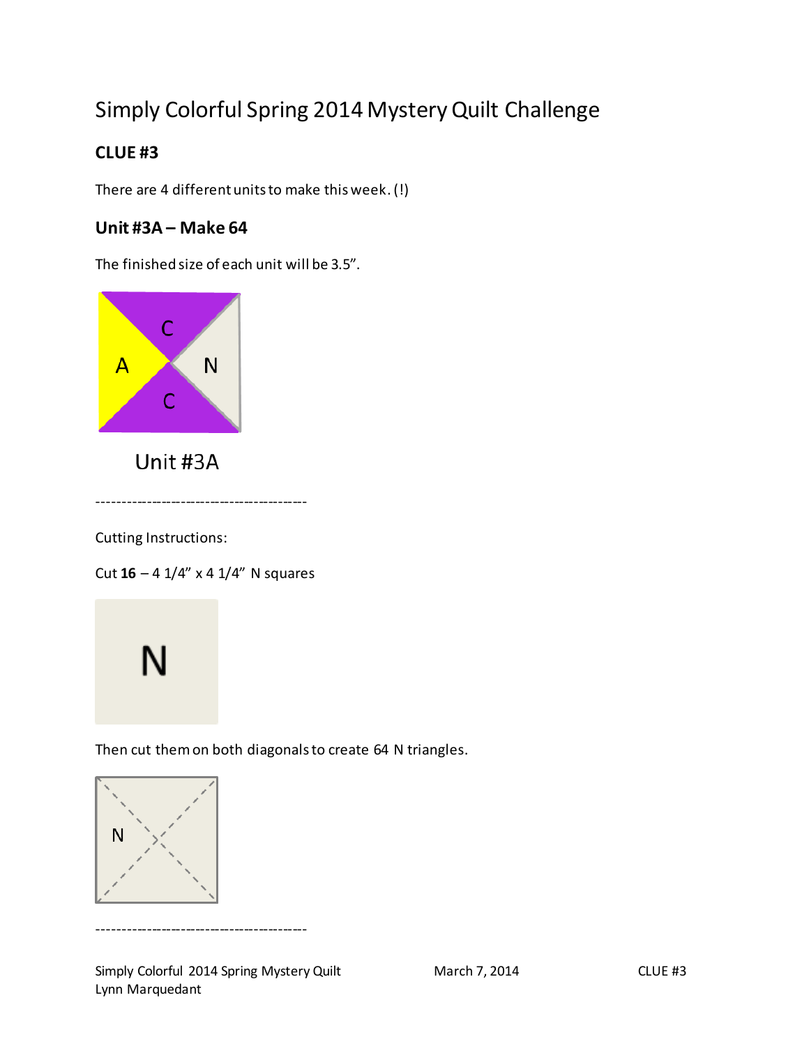# Simply Colorful Spring 2014 Mystery Quilt Challenge

## CLUE #3

There are 4 different units to make this week. (!)

### Unit #3A – Make 64

The finished size of each unit will be 3.5".

Unit #3A

------------------------------------------

Cutting Instructions:

Cut **16** – 4 1/4" x 4 1/4" N squares

Then cut them on both diagonals to create 64 N triangles.

------------------------------------------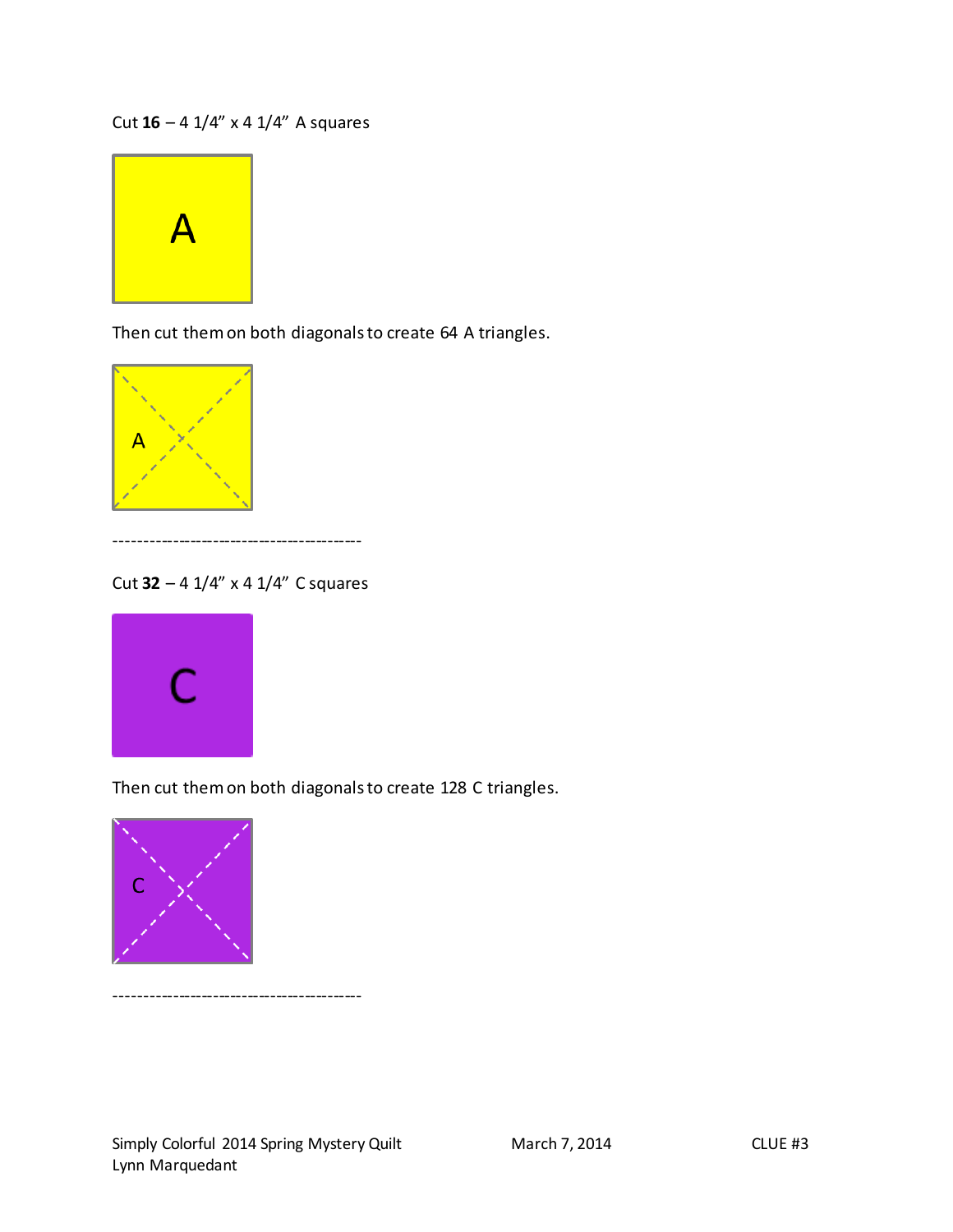Cut **16** – 4 1/4” x 4 1/4” A squares

Then cut them on both diagonals to create 64 A triangles.

-----------------------------------------

Cut **32** – 4 1/4” x 4 1/4” C squares

Then cut them on both diagonals to create 128 C triangles.

-----------------------------------------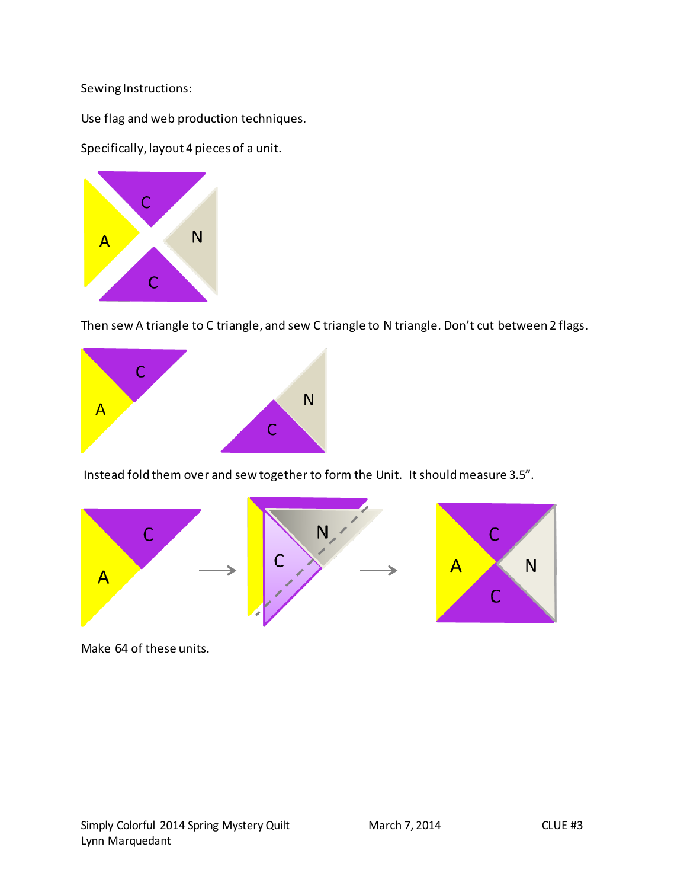Sewing Instructions:

Use flag and web production techniques.

Specifically, layout 4 pieces of a unit.

Then sew A triangle to C triangle, and sew C triangle to N triangle. <u>Don't cut between 2 flags.</u>

Instead fold them over and sew together to form the Unit. It should measure 3.5".

Make 64 of these units.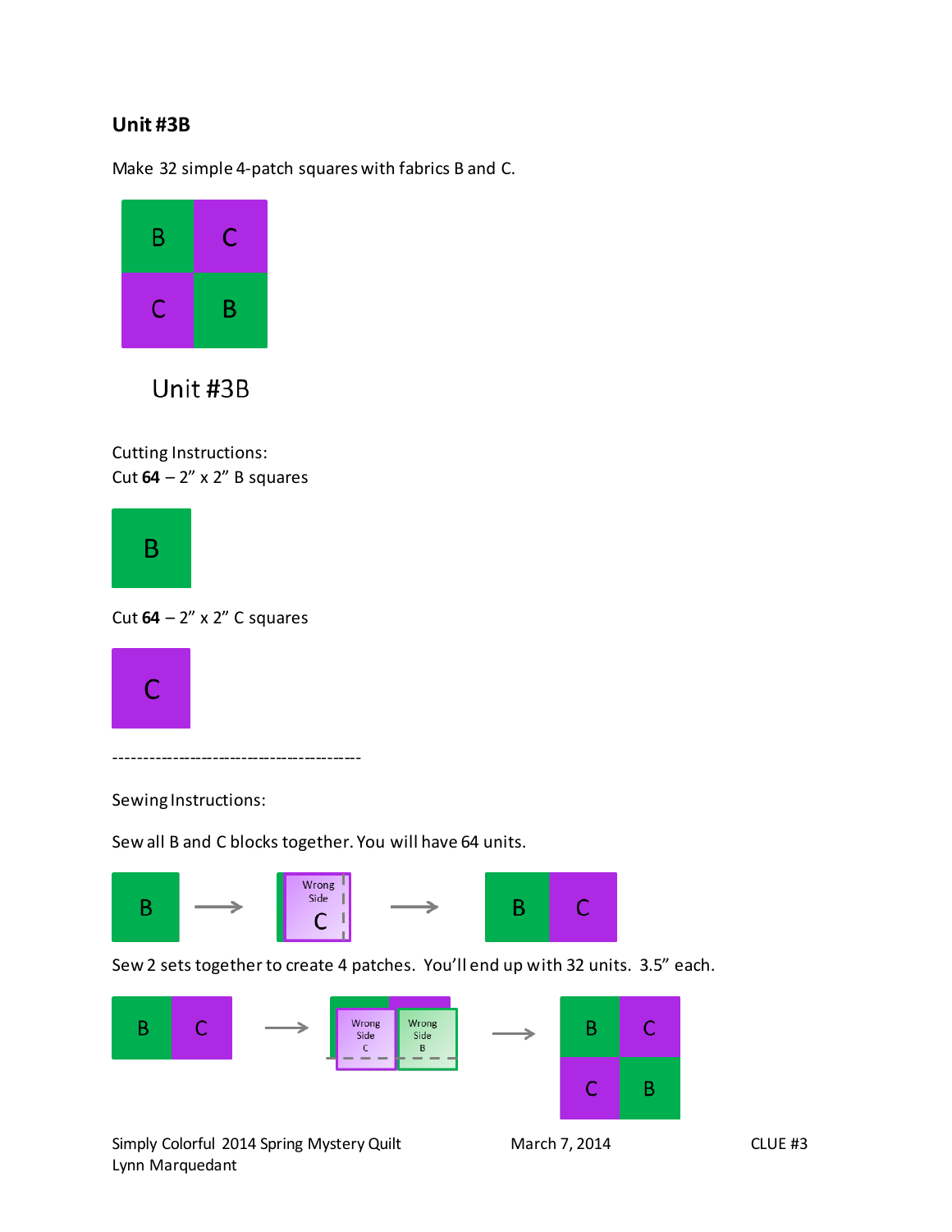## Unit #3B

Make 32 simple 4-patch squares with fabrics B and C.

Unit #3B

Cutting Instructions:
Cut **64** – 2" x 2" B squares

Cut **64** – 2" x 2" C squares

---

Sewing Instructions:

Sew all B and C blocks together. You will have 64 units.

Sew 2 sets together to create 4 patches. You'll end up with 32 units. 3.5" each.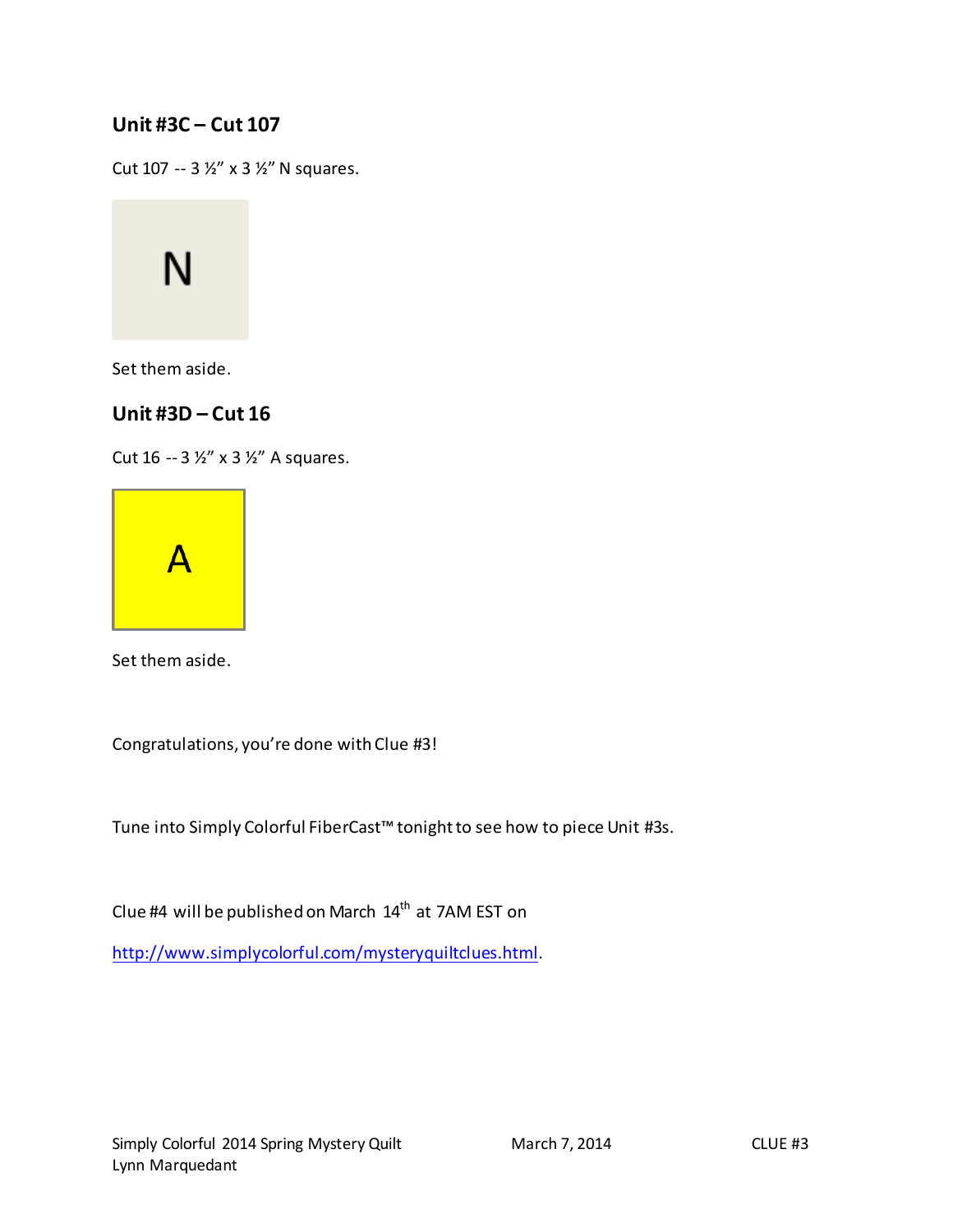### Unit #3C – Cut 107

Cut 107 -- 3 ½" x 3 ½" N squares.

N

Set them aside.

### Unit #3D – Cut 16

Cut 16 -- 3 ½" x 3 ½" A squares.

A

Set them aside.

Congratulations, you're done with Clue #3!

Tune into Simply Colorful FiberCast™ tonight to see how to piece Unit #3s.

Clue #4 will be published on March 14th at 7AM EST on

[http://www.simplycolorful.com/mysteryquiltclues.html](http://www.simplycolorful.com/mysteryquiltclues.html).